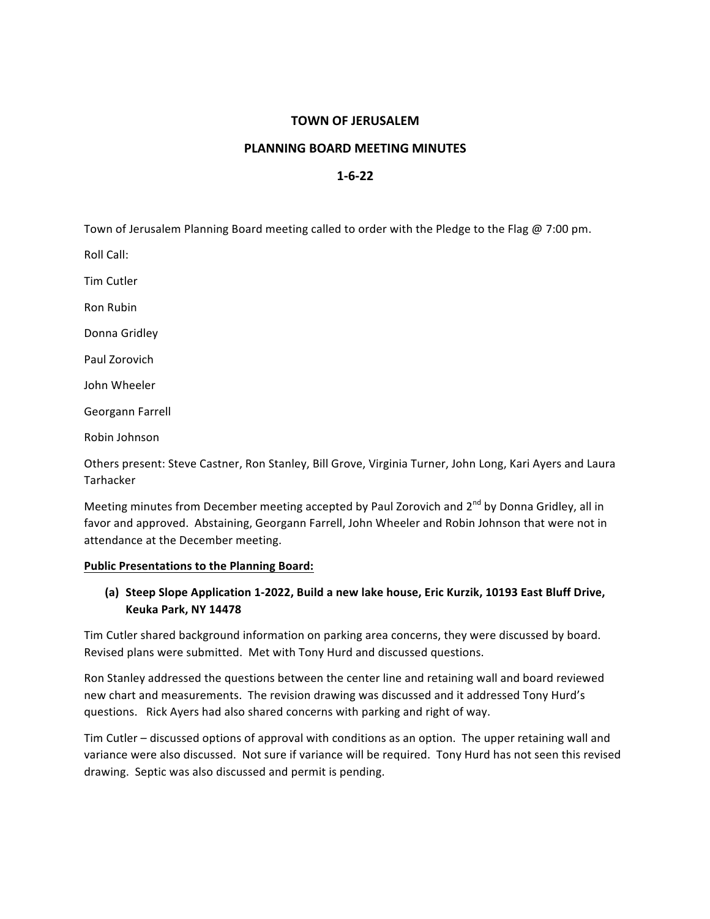# TOWN OF JERUSALEM

## PLANNING BOARD MEETING MINUTES

## 1-6-22

Town of Jerusalem Planning Board meeting called to order with the Pledge to the Flag @ 7:00 pm.

Roll Call:

Tim Cutler

Ron Rubin

Donna Gridley

Paul Zorovich

John Wheeler

Georgann Farrell

Robin Johnson

Others present: Steve Castner, Ron Stanley, Bill Grove, Virginia Turner, John Long, Kari Ayers and Laura Tarhacker

Meeting minutes from December meeting accepted by Paul Zorovich and 2nd by Donna Gridley, all in favor and approved. Abstaining, Georgann Farrell, John Wheeler and Robin Johnson that were not in attendance at the December meeting.

**Public Presentations to the Planning Board:**

**(a) Steep Slope Application 1-2022, Build a new lake house, Eric Kurzik, 10193 East Bluff Drive, Keuka Park, NY 14478**

Tim Cutler shared background information on parking area concerns, they were discussed by board. Revised plans were submitted. Met with Tony Hurd and discussed questions.

Ron Stanley addressed the questions between the center line and retaining wall and board reviewed new chart and measurements. The revision drawing was discussed and it addressed Tony Hurd's questions. Rick Ayers had also shared concerns with parking and right of way.

Tim Cutler – discussed options of approval with conditions as an option. The upper retaining wall and variance were also discussed. Not sure if variance will be required. Tony Hurd has not seen this revised drawing. Septic was also discussed and permit is pending.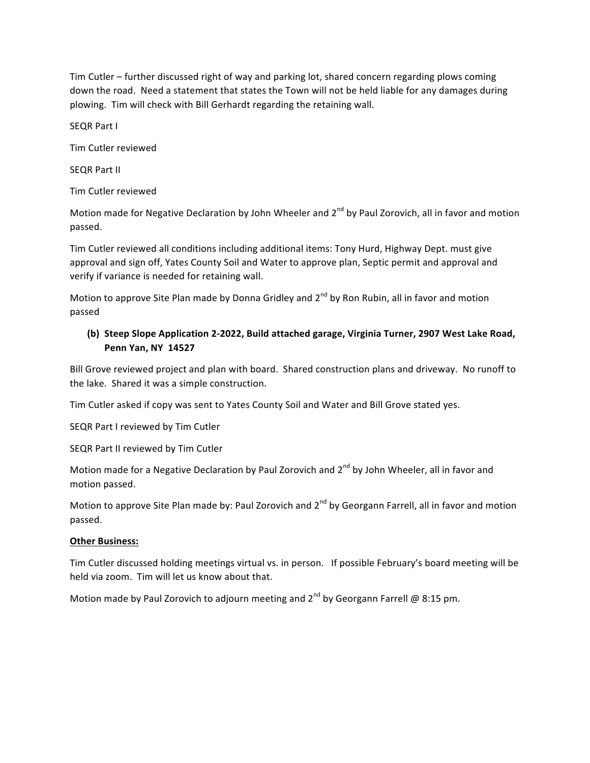Tim Cutler – further discussed right of way and parking lot, shared concern regarding plows coming down the road. Need a statement that states the Town will not be held liable for any damages during plowing. Tim will check with Bill Gerhardt regarding the retaining wall.

SEQR Part I

Tim Cutler reviewed

SEQR Part II

Tim Cutler reviewed

Motion made for Negative Declaration by John Wheeler and 2nd by Paul Zorovich, all in favor and motion passed.

Tim Cutler reviewed all conditions including additional items: Tony Hurd, Highway Dept. must give approval and sign off, Yates County Soil and Water to approve plan, Septic permit and approval and verify if variance is needed for retaining wall.

Motion to approve Site Plan made by Donna Gridley and 2nd by Ron Rubin, all in favor and motion passed

**(b) Steep Slope Application 2-2022, Build attached garage, Virginia Turner, 2907 West Lake Road, Penn Yan, NY 14527**

Bill Grove reviewed project and plan with board. Shared construction plans and driveway. No runoff to the lake. Shared it was a simple construction.

Tim Cutler asked if copy was sent to Yates County Soil and Water and Bill Grove stated yes.

SEQR Part I reviewed by Tim Cutler

SEQR Part II reviewed by Tim Cutler

Motion made for a Negative Declaration by Paul Zorovich and 2nd by John Wheeler, all in favor and motion passed.

Motion to approve Site Plan made by: Paul Zorovich and 2nd by Georgann Farrell, all in favor and motion passed.

**Other Business:**

Tim Cutler discussed holding meetings virtual vs. in person. If possible February's board meeting will be held via zoom. Tim will let us know about that.

Motion made by Paul Zorovich to adjourn meeting and 2nd by Georgann Farrell @ 8:15 pm.